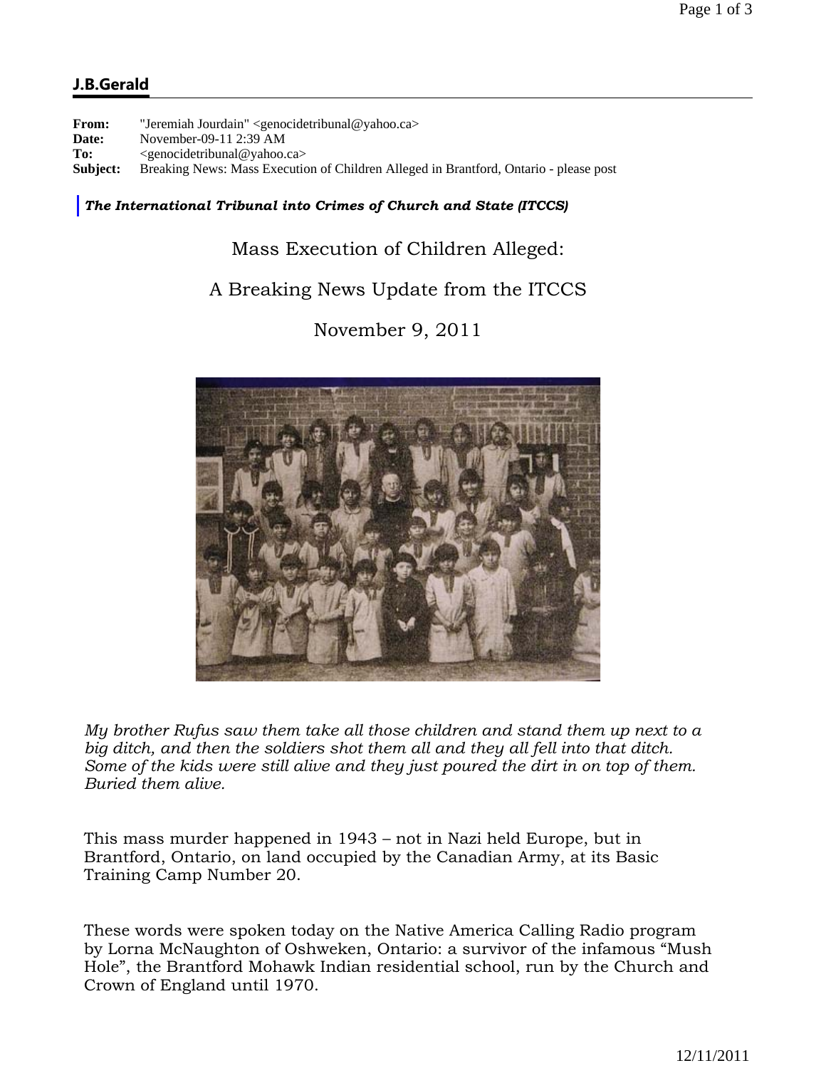**J.B.Gerald**

**From:** "Jeremiah Jourdain" <genocidetribunal@yahoo.ca>
**Date:** November-09-11 2:39 AM
**To:** <genocidetribunal@yahoo.ca>
**Subject:** Breaking News: Mass Execution of Children Alleged in Brantford, Ontario - please post

***The International Tribunal into Crimes of Church and State (ITCCS)***

Mass Execution of Children Alleged:

A Breaking News Update from the ITCCS

November 9, 2011

*My brother Rufus saw them take all those children and stand them up next to a big ditch, and then the soldiers shot them all and they all fell into that ditch. Some of the kids were still alive and they just poured the dirt in on top of them. Buried them alive.*

This mass murder happened in 1943 – not in Nazi held Europe, but in Brantford, Ontario, on land occupied by the Canadian Army, at its Basic Training Camp Number 20.

These words were spoken today on the Native America Calling Radio program by Lorna McNaughton of Oshweken, Ontario: a survivor of the infamous "Mush Hole", the Brantford Mohawk Indian residential school, run by the Church and Crown of England until 1970.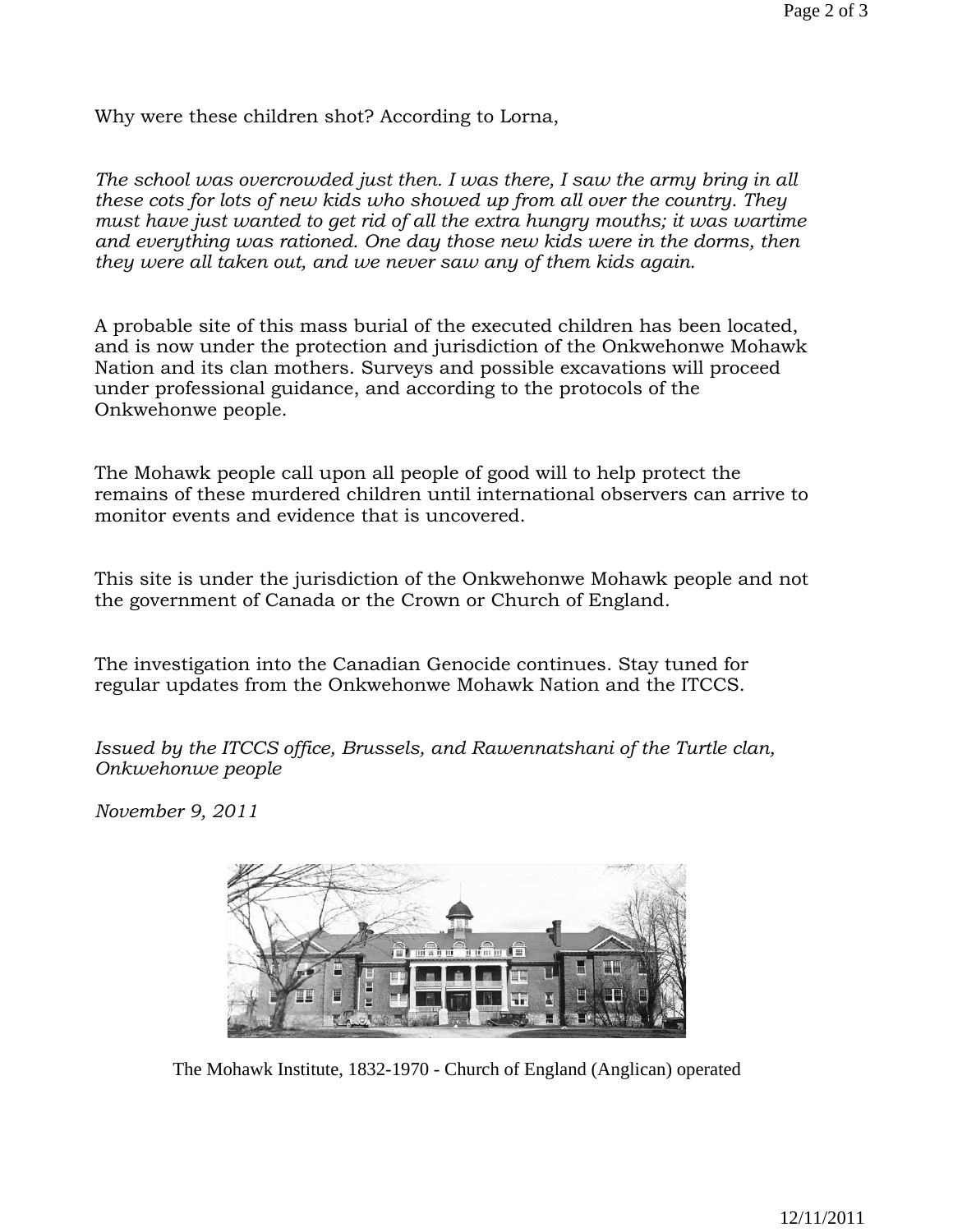Why were these children shot? According to Lorna,

*The school was overcrowded just then. I was there, I saw the army bring in all these cots for lots of new kids who showed up from all over the country. They must have just wanted to get rid of all the extra hungry mouths; it was wartime and everything was rationed. One day those new kids were in the dorms, then they were all taken out, and we never saw any of them kids again.*

A probable site of this mass burial of the executed children has been located, and is now under the protection and jurisdiction of the Onkwehonwe Mohawk Nation and its clan mothers. Surveys and possible excavations will proceed under professional guidance, and according to the protocols of the Onkwehonwe people.

The Mohawk people call upon all people of good will to help protect the remains of these murdered children until international observers can arrive to monitor events and evidence that is uncovered.

This site is under the jurisdiction of the Onkwehonwe Mohawk people and not the government of Canada or the Crown or Church of England.

The investigation into the Canadian Genocide continues. Stay tuned for regular updates from the Onkwehonwe Mohawk Nation and the ITCCS.

*Issued by the ITCCS office, Brussels, and Rawennatshani of the Turtle clan, Onkwehonwe people*

*November 9, 2011*

The Mohawk Institute, 1832-1970 - Church of England (Anglican) operated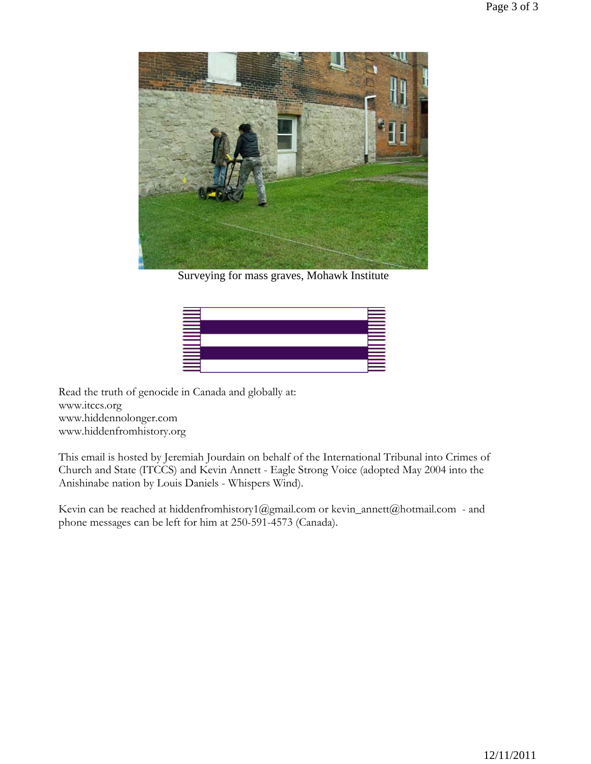Surveying for mass graves, Mohawk Institute

Read the truth of genocide in Canada and globally at:
www.itccs.org
www.hiddennolonger.com
www.hiddenfromhistory.org

This email is hosted by Jeremiah Jourdain on behalf of the International Tribunal into Crimes of Church and State (ITCCS) and Kevin Annett - Eagle Strong Voice (adopted May 2004 into the Anishinabe nation by Louis Daniels - Whispers Wind).

Kevin can be reached at hiddenfromhistory1@gmail.com or kevin_annett@hotmail.com - and phone messages can be left for him at 250-591-4573 (Canada).